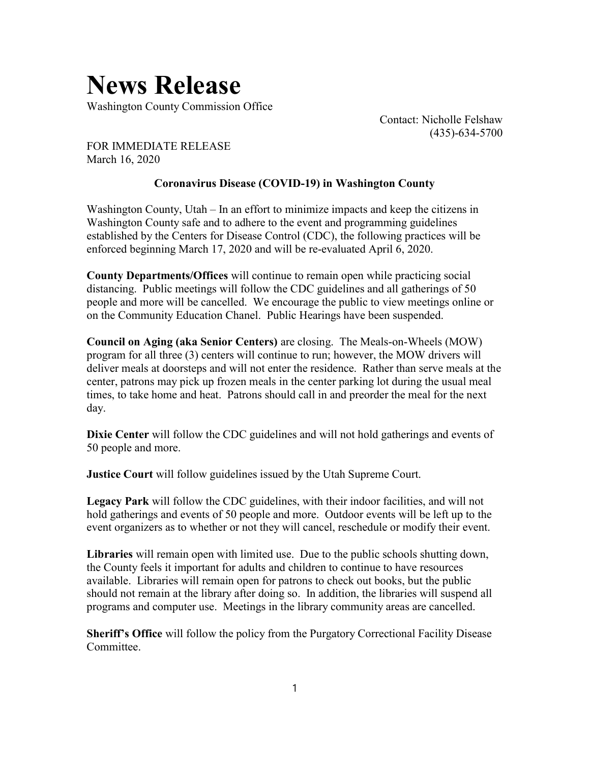# News Release

Washington County Commission Office

Contact: Nicholle Felshaw
(435)-634-5700

FOR IMMEDIATE RELEASE
March 16, 2020

**Coronavirus Disease (COVID-19) in Washington County**

Washington County, Utah – In an effort to minimize impacts and keep the citizens in Washington County safe and to adhere to the event and programming guidelines established by the Centers for Disease Control (CDC), the following practices will be enforced beginning March 17, 2020 and will be re-evaluated April 6, 2020.

**County Departments/Offices** will continue to remain open while practicing social distancing. Public meetings will follow the CDC guidelines and all gatherings of 50 people and more will be cancelled. We encourage the public to view meetings online or on the Community Education Chanel. Public Hearings have been suspended.

**Council on Aging (aka Senior Centers)** are closing. The Meals-on-Wheels (MOW) program for all three (3) centers will continue to run; however, the MOW drivers will deliver meals at doorsteps and will not enter the residence. Rather than serve meals at the center, patrons may pick up frozen meals in the center parking lot during the usual meal times, to take home and heat. Patrons should call in and preorder the meal for the next day.

**Dixie Center** will follow the CDC guidelines and will not hold gatherings and events of 50 people and more.

**Justice Court** will follow guidelines issued by the Utah Supreme Court.

**Legacy Park** will follow the CDC guidelines, with their indoor facilities, and will not hold gatherings and events of 50 people and more. Outdoor events will be left up to the event organizers as to whether or not they will cancel, reschedule or modify their event.

**Libraries** will remain open with limited use. Due to the public schools shutting down, the County feels it important for adults and children to continue to have resources available. Libraries will remain open for patrons to check out books, but the public should not remain at the library after doing so. In addition, the libraries will suspend all programs and computer use. Meetings in the library community areas are cancelled.

**Sheriff's Office** will follow the policy from the Purgatory Correctional Facility Disease Committee.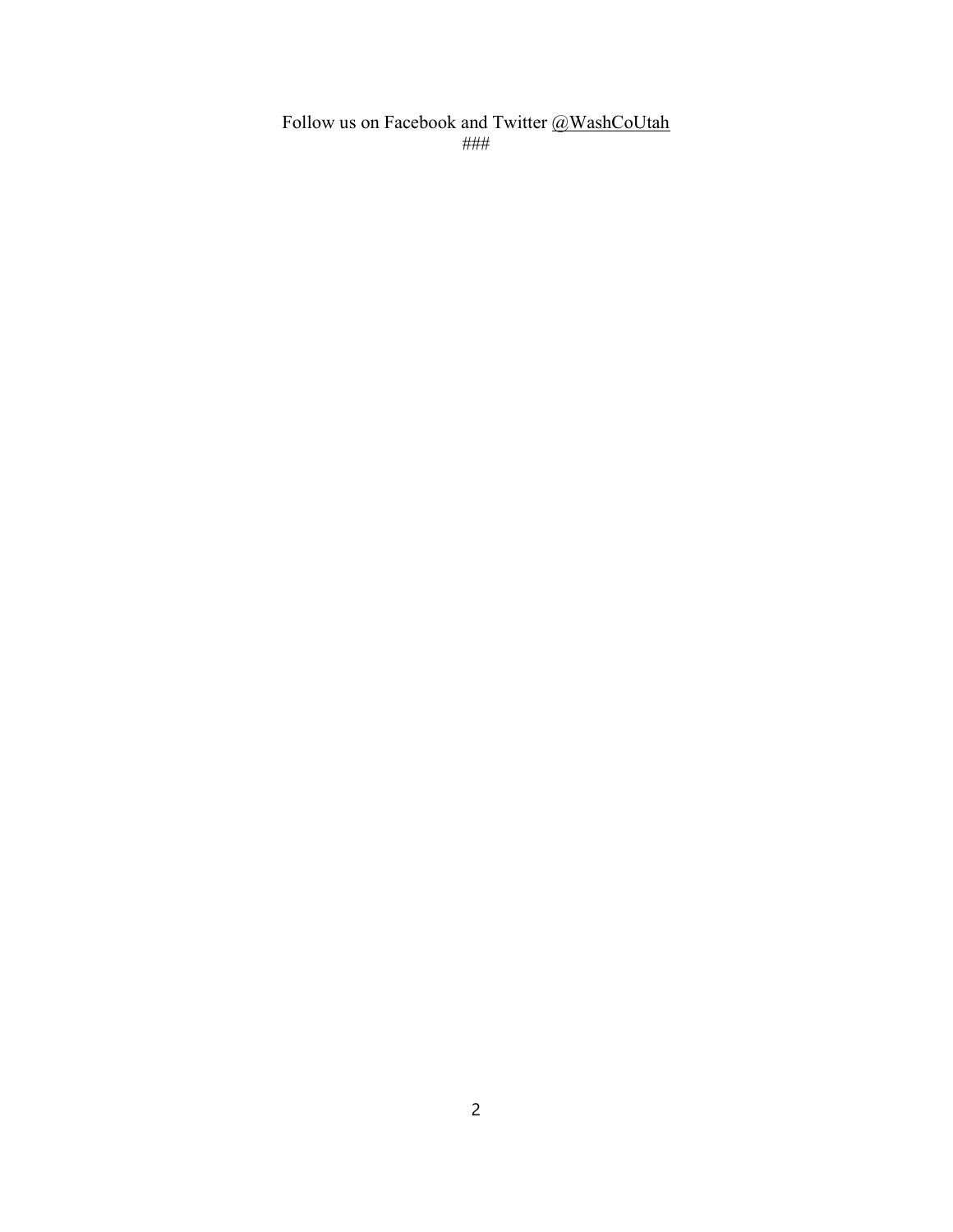Follow us on Facebook and Twitter @WashCoUtah

###